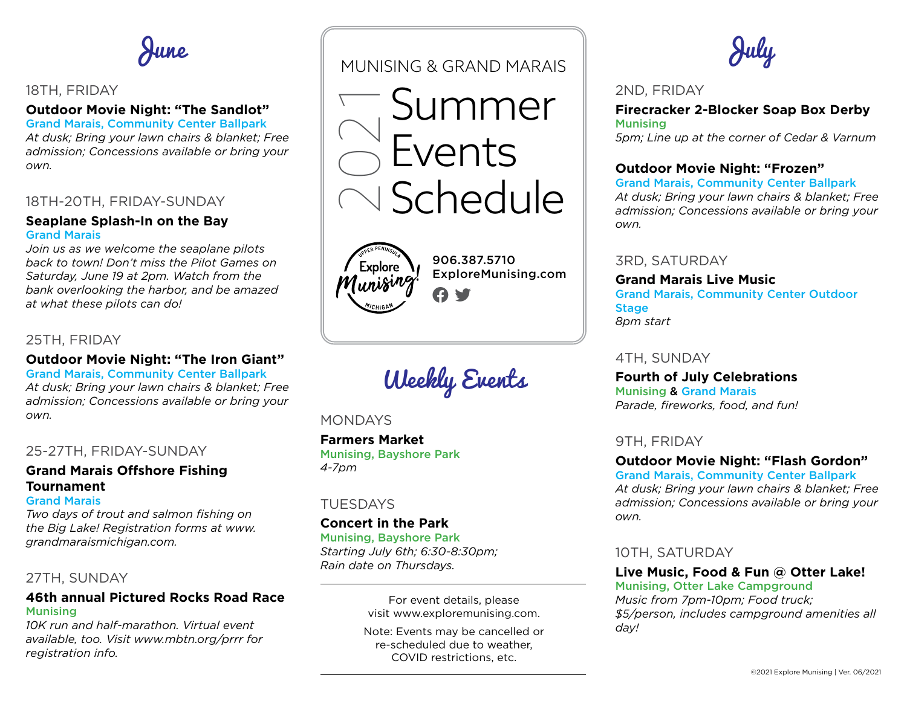# MUNISING & GRAND MARAIS

# 2021 Summer Events Schedule

Explore Munising! Upper Peninsula Michigan

**906.387.5710**
**ExploreMunising.com**

## June

18TH, FRIDAY

**Outdoor Movie Night: "The Sandlot"**
Grand Marais, Community Center Ballpark
*At dusk; Bring your lawn chairs & blanket; Free admission; Concessions available or bring your own.*

18TH-20TH, FRIDAY-SUNDAY

**Seaplane Splash-In on the Bay**
Grand Marais
*Join us as we welcome the seaplane pilots back to town! Don't miss the Pilot Games on Saturday, June 19 at 2pm. Watch from the bank overlooking the harbor, and be amazed at what these pilots can do!*

25TH, FRIDAY

**Outdoor Movie Night: "The Iron Giant"**
Grand Marais, Community Center Ballpark
*At dusk; Bring your lawn chairs & blanket; Free admission; Concessions available or bring your own.*

25-27TH, FRIDAY-SUNDAY

**Grand Marais Offshore Fishing Tournament**
Grand Marais
*Two days of trout and salmon fishing on the Big Lake! Registration forms at www.grandmaraismichigan.com.*

27TH, SUNDAY

**46th annual Pictured Rocks Road Race**
Munising
*10K run and half-marathon. Virtual event available, too. Visit www.mbtn.org/prrr for registration info.*

## Weekly Events

MONDAYS

**Farmers Market**
Munising, Bayshore Park
*4-7pm*

TUESDAYS

**Concert in the Park**
Munising, Bayshore Park
*Starting July 6th; 6:30-8:30pm; Rain date on Thursdays.*

---

For event details, please visit www.exploremunising.com.

Note: Events may be cancelled or re-scheduled due to weather, COVID restrictions, etc.

---

## July

2ND, FRIDAY

**Firecracker 2-Blocker Soap Box Derby**
Munising
*5pm; Line up at the corner of Cedar & Varnum*

**Outdoor Movie Night: "Frozen"**
Grand Marais, Community Center Ballpark
*At dusk; Bring your lawn chairs & blanket; Free admission; Concessions available or bring your own.*

3RD, SATURDAY

**Grand Marais Live Music**
Grand Marais, Community Center Outdoor Stage
*8pm start*

4TH, SUNDAY

**Fourth of July Celebrations**
Munising & Grand Marais
*Parade, fireworks, food, and fun!*

9TH, FRIDAY

**Outdoor Movie Night: "Flash Gordon"**
Grand Marais, Community Center Ballpark
*At dusk; Bring your lawn chairs & blanket; Free admission; Concessions available or bring your own.*

10TH, SATURDAY

**Live Music, Food & Fun @ Otter Lake!**
Munising, Otter Lake Campground
*Music from 7pm-10pm; Food truck; $5/person, includes campground amenities all day!*

©2021 Explore Munising | Ver. 06/2021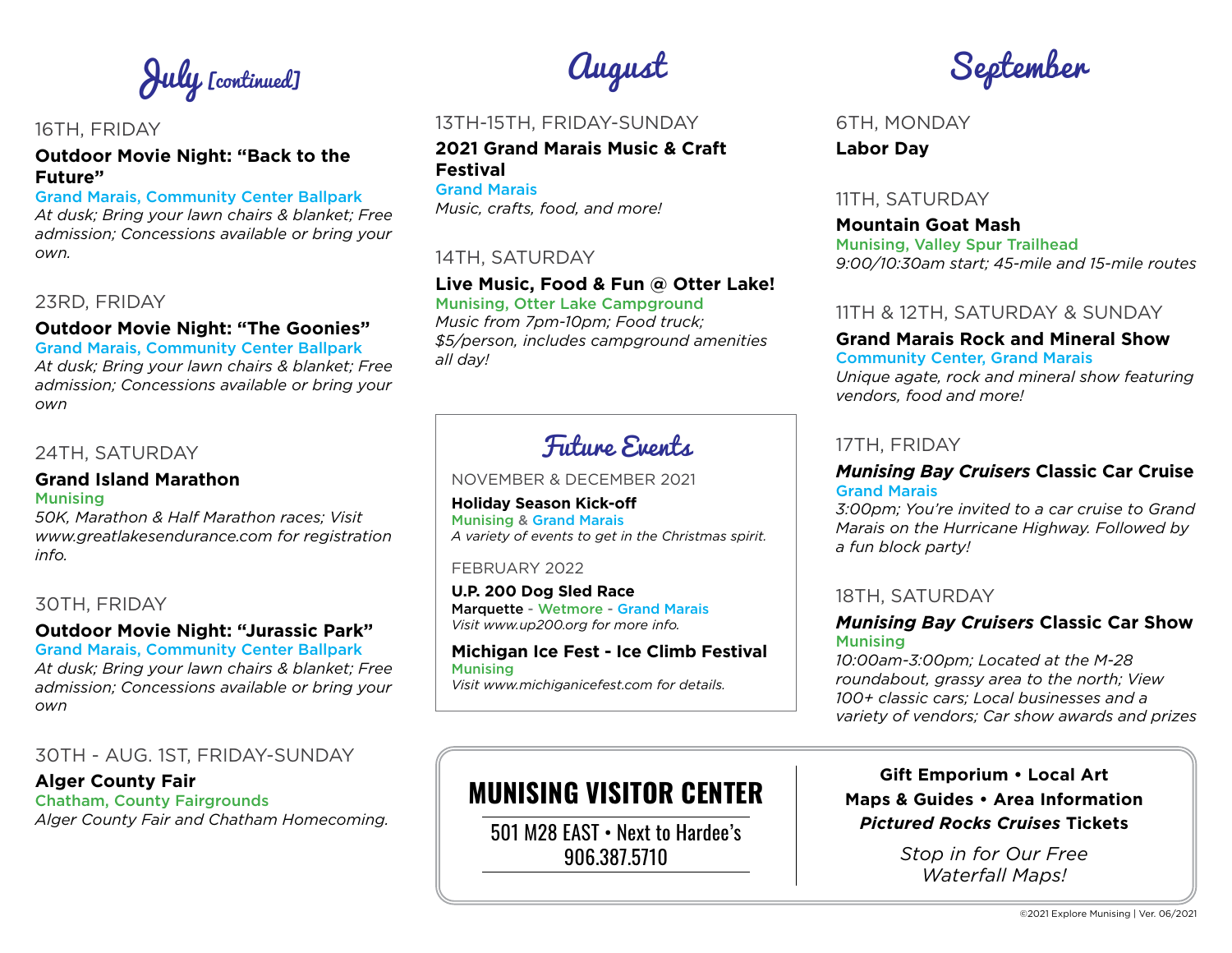# July [continued]

16TH, FRIDAY

**Outdoor Movie Night: "Back to the Future"**

Grand Marais, Community Center Ballpark

*At dusk; Bring your lawn chairs & blanket; Free admission; Concessions available or bring your own.*

23RD, FRIDAY

**Outdoor Movie Night: "The Goonies"**

Grand Marais, Community Center Ballpark

*At dusk; Bring your lawn chairs & blanket; Free admission; Concessions available or bring your own*

24TH, SATURDAY

**Grand Island Marathon**

Munising

*50K, Marathon & Half Marathon races; Visit www.greatlakesendurance.com for registration info.*

30TH, FRIDAY

**Outdoor Movie Night: "Jurassic Park"**

Grand Marais, Community Center Ballpark

*At dusk; Bring your lawn chairs & blanket; Free admission; Concessions available or bring your own*

30TH - AUG. 1ST, FRIDAY-SUNDAY

**Alger County Fair**

Chatham, County Fairgrounds

*Alger County Fair and Chatham Homecoming.*

# August

13TH-15TH, FRIDAY-SUNDAY

**2021 Grand Marais Music & Craft Festival**

Grand Marais

*Music, crafts, food, and more!*

14TH, SATURDAY

**Live Music, Food & Fun @ Otter Lake!**

Munising, Otter Lake Campground

*Music from 7pm-10pm; Food truck; $5/person, includes campground amenities all day!*

## Future Events

NOVEMBER & DECEMBER 2021

**Holiday Season Kick-off**

Munising & Grand Marais

*A variety of events to get in the Christmas spirit.*

FEBRUARY 2022

**U.P. 200 Dog Sled Race**

Marquette - Wetmore - Grand Marais

*Visit www.up200.org for more info.*

**Michigan Ice Fest - Ice Climb Festival**

Munising

*Visit www.michiganicefest.com for details.*

# September

6TH, MONDAY

**Labor Day**

11TH, SATURDAY

**Mountain Goat Mash**

Munising, Valley Spur Trailhead

*9:00/10:30am start; 45-mile and 15-mile routes*

11TH & 12TH, SATURDAY & SUNDAY

**Grand Marais Rock and Mineral Show**

Community Center, Grand Marais

*Unique agate, rock and mineral show featuring vendors, food and more!*

17TH, FRIDAY

***Munising Bay Cruisers* Classic Car Cruise**

Grand Marais

*3:00pm; You're invited to a car cruise to Grand Marais on the Hurricane Highway. Followed by a fun block party!*

18TH, SATURDAY

***Munising Bay Cruisers* Classic Car Show**

Munising

*10:00am-3:00pm; Located at the M-28 roundabout, grassy area to the north; View 100+ classic cars; Local businesses and a variety of vendors; Car show awards and prizes*

## MUNISING VISITOR CENTER

501 M28 EAST • Next to Hardee's
906.387.5710

**Gift Emporium • Local Art**
**Maps & Guides • Area Information**
***Pictured Rocks Cruises* Tickets**

*Stop in for Our Free Waterfall Maps!*

©2021 Explore Munising | Ver. 06/2021